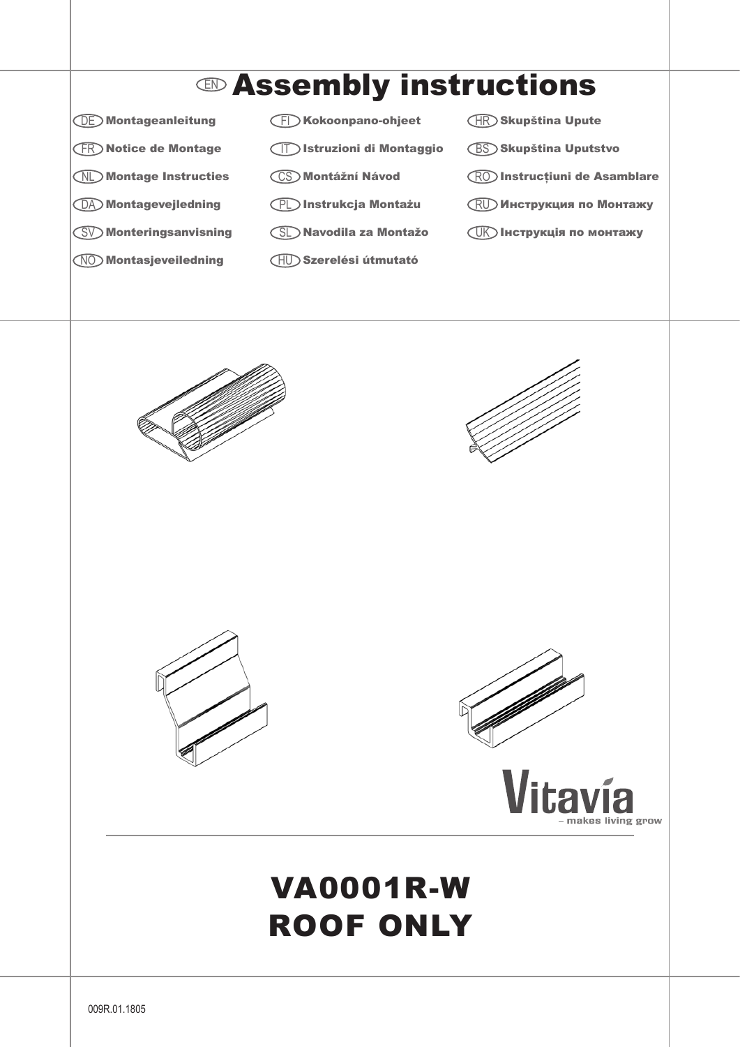# EN Assembly instructions

DE **Montageanleitung**

FR **Notice de Montage**

NL **Montage Instructies**

DA **Montagevejledning**

SV **Monteringsanvisning**

NO **Montasjeveiledning**

FI **Kokoonpano-ohjeet**

IT **Istruzioni di Montaggio**

CS **Montážní Návod**

PL **Instrukcja Montażu**

SL **Navodila za Montažo**

HU **Szerelési útmutató**

HR **Skupština Upute**

BS **Skupština Uputstvo**

RO **Instrucțiuni de Asamblare**

RU **Инструкция по Монтажу**

UK **Інструкція по монтажу**

Vitavia – makes living grow

# VA0001R-W
# ROOF ONLY

009R.01.1805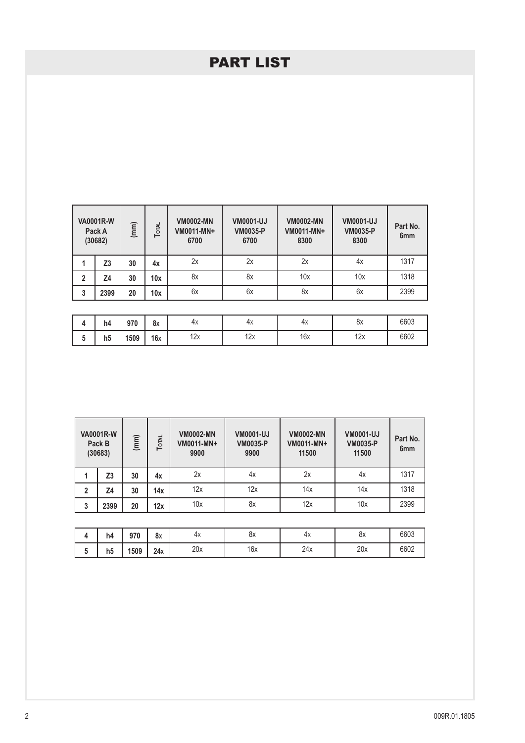# PART LIST

| VA0001R-W Pack A (30682) | | (mm) | Total | VM0002-MN VM0011-MN+ 6700 | VM0001-UJ VM0035-P 6700 | VM0002-MN VM0011-MN+ 8300 | VM0001-UJ VM0035-P 8300 | Part No. 6mm |
|---|---|---|---|---|---|---|---|---|
| 1 | Z3 | 30 | 4x | 2x | 2x | 2x | 4x | 1317 |
| 2 | Z4 | 30 | 10x | 8x | 8x | 10x | 10x | 1318 |
| 3 | 2399 | 20 | 10x | 6x | 6x | 8x | 6x | 2399 |
| 4 | h4 | 970 | 8x | 4x | 4x | 4x | 8x | 6603 |
| 5 | h5 | 1509 | 16x | 12x | 12x | 16x | 12x | 6602 |

| VA0001R-W Pack B (30683) | | (mm) | Total | VM0002-MN VM0011-MN+ 9900 | VM0001-UJ VM0035-P 9900 | VM0002-MN VM0011-MN+ 11500 | VM0001-UJ VM0035-P 11500 | Part No. 6mm |
|---|---|---|---|---|---|---|---|---|
| 1 | Z3 | 30 | 4x | 2x | 4x | 2x | 4x | 1317 |
| 2 | Z4 | 30 | 14x | 12x | 12x | 14x | 14x | 1318 |
| 3 | 2399 | 20 | 12x | 10x | 8x | 12x | 10x | 2399 |
| 4 | h4 | 970 | 8x | 4x | 8x | 4x | 8x | 6603 |
| 5 | h5 | 1509 | 24x | 20x | 16x | 24x | 20x | 6602 |

009R.01.1805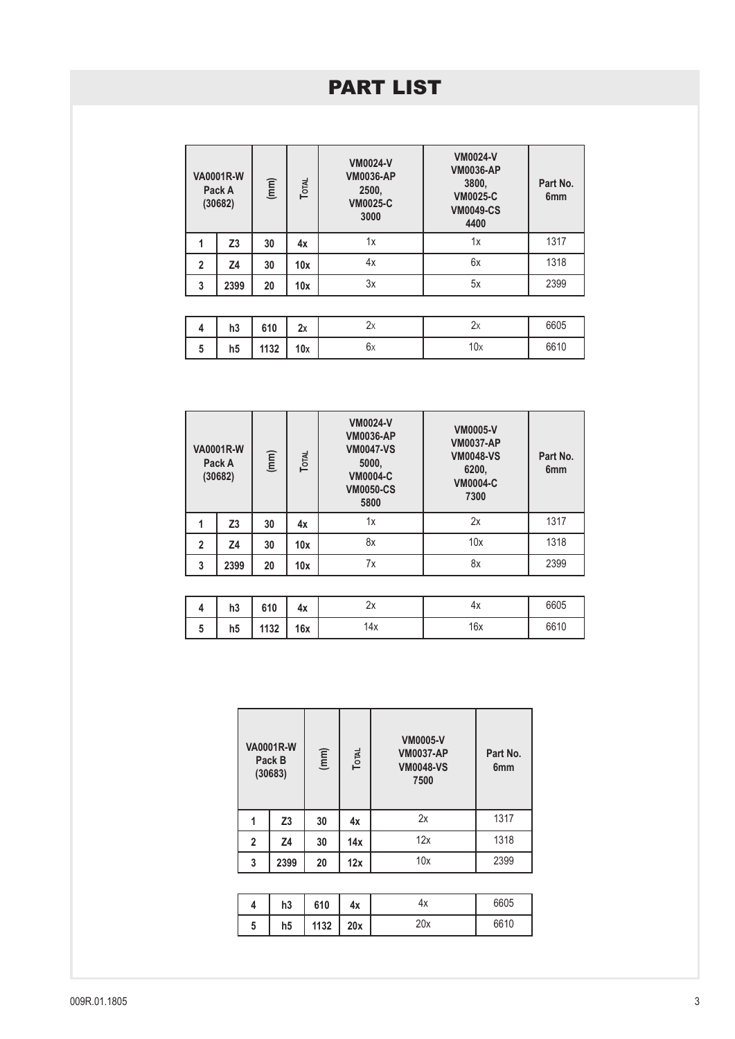# PART LIST

| VA0001R-W Pack A (30682) | | (mm) | Total | VM0024-V VM0036-AP 2500, VM0025-C 3000 | VM0024-V VM0036-AP 3800, VM0025-C VM0049-CS 4400 | Part No. 6mm |
|---|---|---|---|---|---|---|
| 1 | Z3 | 30 | 4x | 1x | 1x | 1317 |
| 2 | Z4 | 30 | 10x | 4x | 6x | 1318 |
| 3 | 2399 | 20 | 10x | 3x | 5x | 2399 |
| 4 | h3 | 610 | 2x | 2x | 2x | 6605 |
| 5 | h5 | 1132 | 10x | 6x | 10x | 6610 |

| VA0001R-W Pack A (30682) | | (mm) | Total | VM0024-V VM0036-AP VM0047-VS 5000, VM0004-C VM0050-CS 5800 | VM0005-V VM0037-AP VM0048-VS 6200, VM0004-C 7300 | Part No. 6mm |
|---|---|---|---|---|---|---|
| 1 | Z3 | 30 | 4x | 1x | 2x | 1317 |
| 2 | Z4 | 30 | 10x | 8x | 10x | 1318 |
| 3 | 2399 | 20 | 10x | 7x | 8x | 2399 |
| 4 | h3 | 610 | 4x | 2x | 4x | 6605 |
| 5 | h5 | 1132 | 16x | 14x | 16x | 6610 |

| VA0001R-W Pack B (30683) | | (mm) | Total | VM0005-V VM0037-AP VM0048-VS 7500 | Part No. 6mm |
|---|---|---|---|---|---|
| 1 | Z3 | 30 | 4x | 2x | 1317 |
| 2 | Z4 | 30 | 14x | 12x | 1318 |
| 3 | 2399 | 20 | 12x | 10x | 2399 |
| 4 | h3 | 610 | 4x | 4x | 6605 |
| 5 | h5 | 1132 | 20x | 20x | 6610 |

009R.01.1805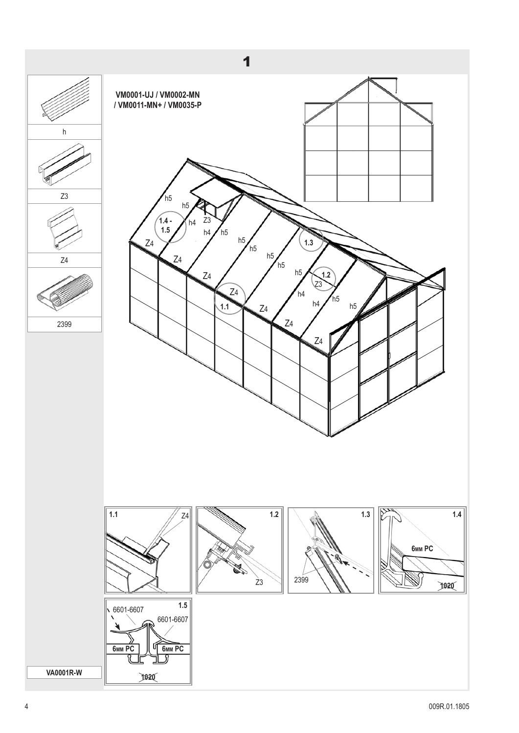# 1

VM0001-UJ / VM0002-MN / VM0011-MN+ / VM0035-P

h

Z3

Z4

2399

VA0001R-W

1.1

1.2

1.3

1.4

1.5

6мм PC

1020

6601-6607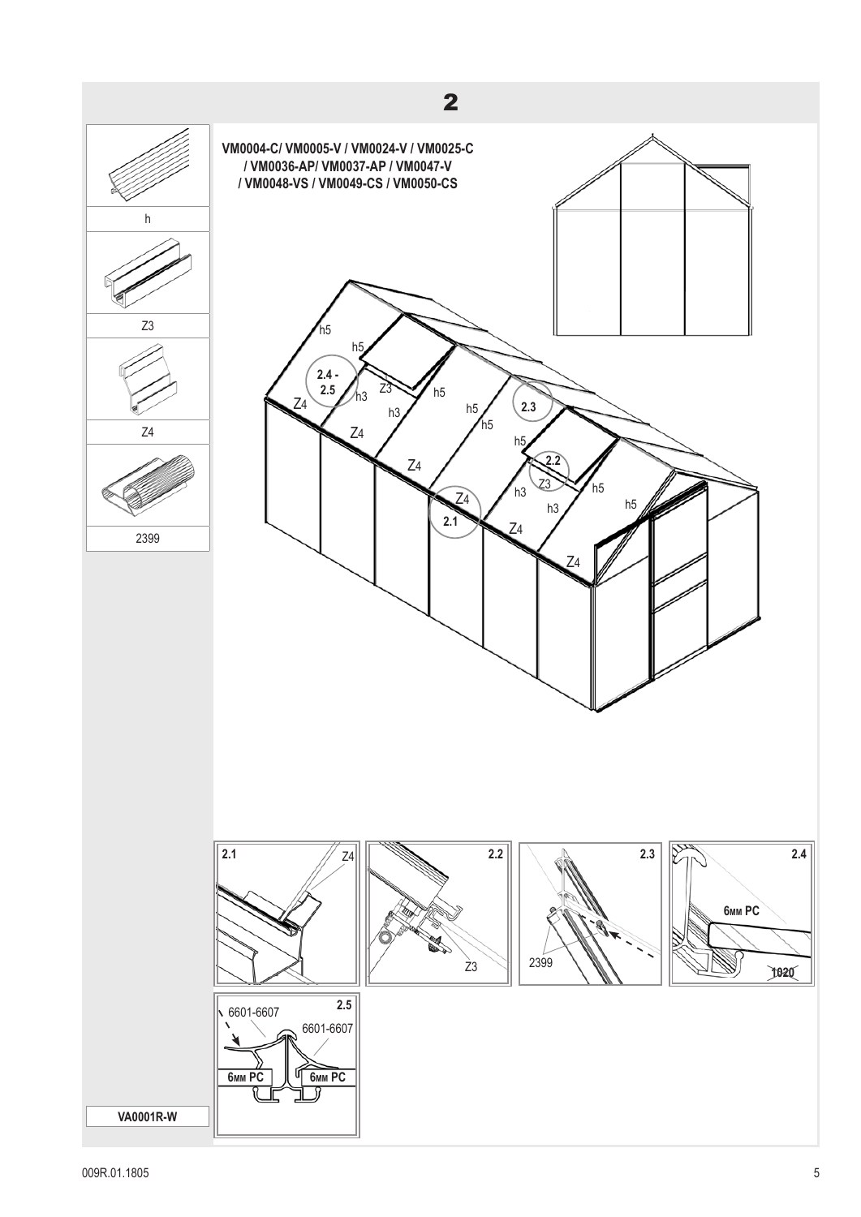## 2

h

Z3

Z4

2399

VM0004-C/ VM0005-V / VM0024-V / VM0025-C / VM0036-AP/ VM0037-AP / VM0047-V / VM0048-VS / VM0049-CS / VM0050-CS

h5, h3, Z3, Z4, 2.1, 2.2, 2.3, 2.4 - 2.5

2.1 Z4

2.2 Z3

2.3 2399

2.4 6мм PC 1020

2.5 6601-6607 6601-6607 6мм PC 6мм PC

VA0001R-W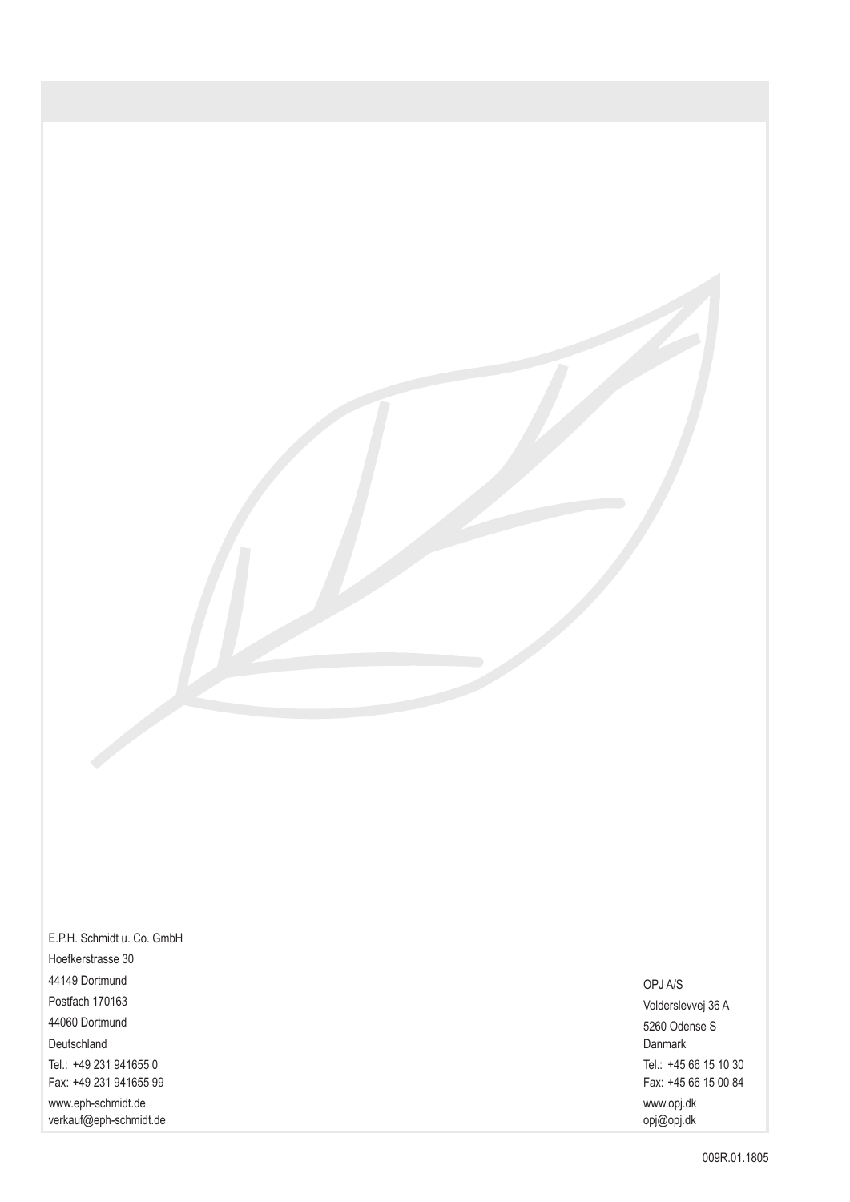E.P.H. Schmidt u. Co. GmbH
Hoefkerstrasse 30
44149 Dortmund
Postfach 170163
44060 Dortmund
Deutschland
Tel.: +49 231 941655 0
Fax: +49 231 941655 99
www.eph-schmidt.de
verkauf@eph-schmidt.de

OPJ A/S
Volderslevvej 36 A
5260 Odense S
Danmark
Tel.: +45 66 15 10 30
Fax: +45 66 15 00 84
www.opj.dk
opj@opj.dk

009R.01.1805